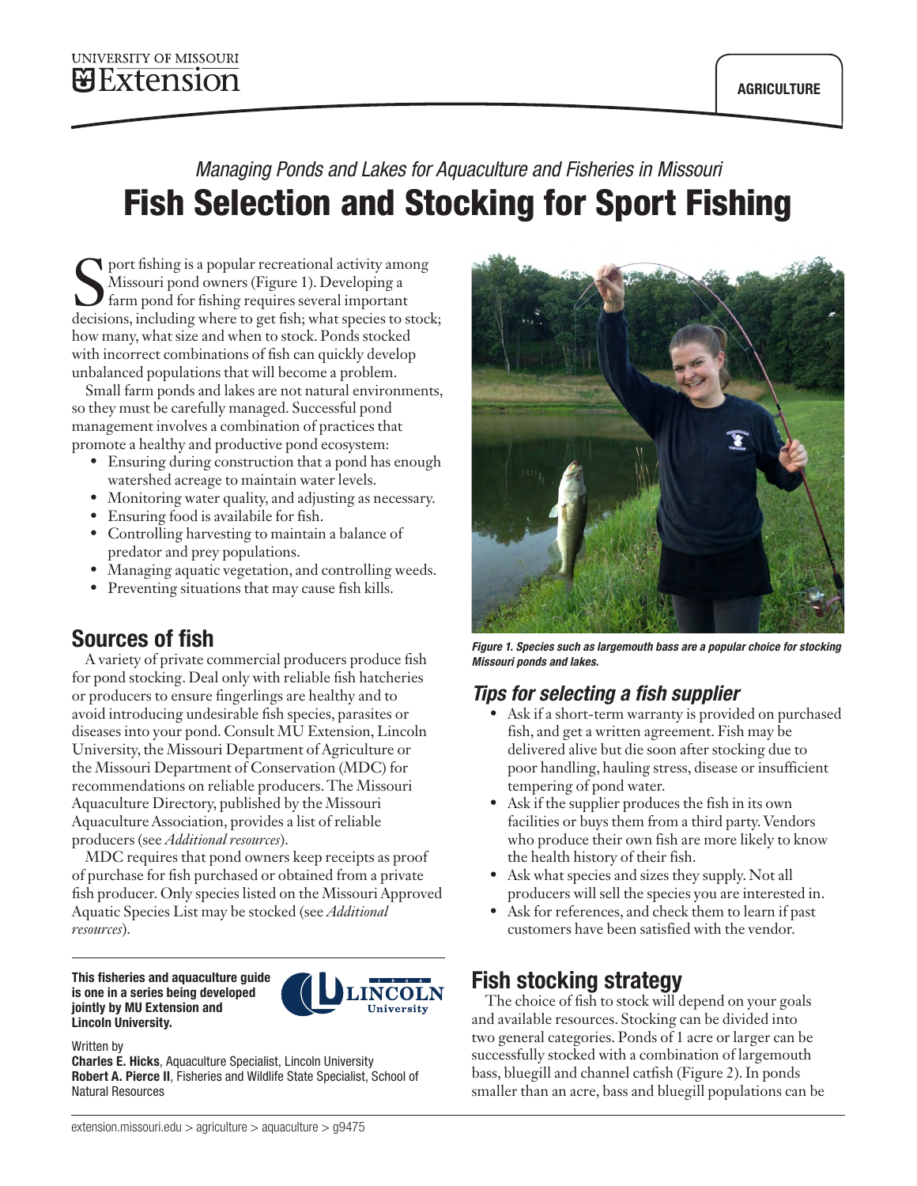UNIVERSITY OF MISSOURI Extension

AGRICULTURE

*Managing Ponds and Lakes for Aquaculture and Fisheries in Missouri*

# Fish Selection and Stocking for Sport Fishing

Sport fishing is a popular recreational activity among Missouri pond owners (Figure 1). Developing a farm pond for fishing requires several important decisions, including where to get fish; what species to stock; how many, what size and when to stock. Ponds stocked with incorrect combinations of fish can quickly develop unbalanced populations that will become a problem.

Small farm ponds and lakes are not natural environments, so they must be carefully managed. Successful pond management involves a combination of practices that promote a healthy and productive pond ecosystem:

- Ensuring during construction that a pond has enough watershed acreage to maintain water levels.
- Monitoring water quality, and adjusting as necessary.
- Ensuring food is availabile for fish.
- Controlling harvesting to maintain a balance of predator and prey populations.
- Managing aquatic vegetation, and controlling weeds.
- Preventing situations that may cause fish kills.

## Sources of fish

A variety of private commercial producers produce fish for pond stocking. Deal only with reliable fish hatcheries or producers to ensure fingerlings are healthy and to avoid introducing undesirable fish species, parasites or diseases into your pond. Consult MU Extension, Lincoln University, the Missouri Department of Agriculture or the Missouri Department of Conservation (MDC) for recommendations on reliable producers. The Missouri Aquaculture Directory, published by the Missouri Aquaculture Association, provides a list of reliable producers (see *Additional resources*).

MDC requires that pond owners keep receipts as proof of purchase for fish purchased or obtained from a private fish producer. Only species listed on the Missouri Approved Aquatic Species List may be stocked (see *Additional resources*).

**This fisheries and aquaculture guide is one in a series being developed jointly by MU Extension and Lincoln University.**

Written by
**Charles E. Hicks**, Aquaculture Specialist, Lincoln University
**Robert A. Pierce II**, Fisheries and Wildlife State Specialist, School of Natural Resources

***Figure 1. Species such as largemouth bass are a popular choice for stocking Missouri ponds and lakes.***

### *Tips for selecting a fish supplier*

- Ask if a short-term warranty is provided on purchased fish, and get a written agreement. Fish may be delivered alive but die soon after stocking due to poor handling, hauling stress, disease or insufficient tempering of pond water.
- Ask if the supplier produces the fish in its own facilities or buys them from a third party. Vendors who produce their own fish are more likely to know the health history of their fish.
- Ask what species and sizes they supply. Not all producers will sell the species you are interested in.
- Ask for references, and check them to learn if past customers have been satisfied with the vendor.

## Fish stocking strategy

The choice of fish to stock will depend on your goals and available resources. Stocking can be divided into two general categories. Ponds of 1 acre or larger can be successfully stocked with a combination of largemouth bass, bluegill and channel catfish (Figure 2). In ponds smaller than an acre, bass and bluegill populations can be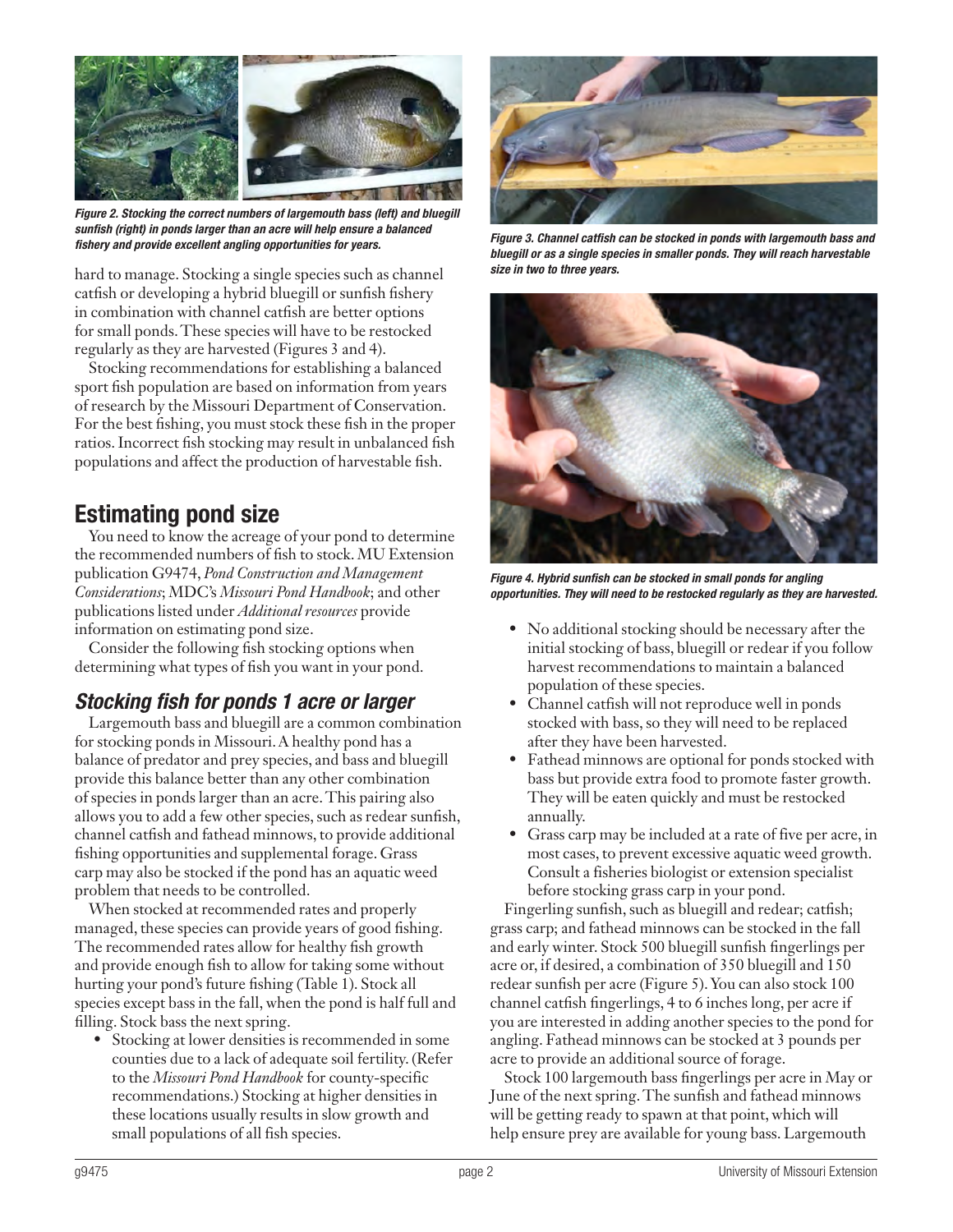*Figure 2. Stocking the correct numbers of largemouth bass (left) and bluegill sunfish (right) in ponds larger than an acre will help ensure a balanced fishery and provide excellent angling opportunities for years.*

hard to manage. Stocking a single species such as channel catfish or developing a hybrid bluegill or sunfish fishery in combination with channel catfish are better options for small ponds. These species will have to be restocked regularly as they are harvested (Figures 3 and 4).

Stocking recommendations for establishing a balanced sport fish population are based on information from years of research by the Missouri Department of Conservation. For the best fishing, you must stock these fish in the proper ratios. Incorrect fish stocking may result in unbalanced fish populations and affect the production of harvestable fish.

## Estimating pond size

You need to know the acreage of your pond to determine the recommended numbers of fish to stock. MU Extension publication G9474, *Pond Construction and Management Considerations*; MDC's *Missouri Pond Handbook*; and other publications listed under *Additional resources* provide information on estimating pond size.

Consider the following fish stocking options when determining what types of fish you want in your pond.

### *Stocking fish for ponds 1 acre or larger*

Largemouth bass and bluegill are a common combination for stocking ponds in Missouri. A healthy pond has a balance of predator and prey species, and bass and bluegill provide this balance better than any other combination of species in ponds larger than an acre. This pairing also allows you to add a few other species, such as redear sunfish, channel catfish and fathead minnows, to provide additional fishing opportunities and supplemental forage. Grass carp may also be stocked if the pond has an aquatic weed problem that needs to be controlled.

When stocked at recommended rates and properly managed, these species can provide years of good fishing. The recommended rates allow for healthy fish growth and provide enough fish to allow for taking some without hurting your pond's future fishing (Table 1). Stock all species except bass in the fall, when the pond is half full and filling. Stock bass the next spring.

- Stocking at lower densities is recommended in some counties due to a lack of adequate soil fertility. (Refer to the *Missouri Pond Handbook* for county-specific recommendations.) Stocking at higher densities in these locations usually results in slow growth and small populations of all fish species.

*Figure 3. Channel catfish can be stocked in ponds with largemouth bass and bluegill or as a single species in smaller ponds. They will reach harvestable size in two to three years.*

*Figure 4. Hybrid sunfish can be stocked in small ponds for angling opportunities. They will need to be restocked regularly as they are harvested.*

- No additional stocking should be necessary after the initial stocking of bass, bluegill or redear if you follow harvest recommendations to maintain a balanced population of these species.
- Channel catfish will not reproduce well in ponds stocked with bass, so they will need to be replaced after they have been harvested.
- Fathead minnows are optional for ponds stocked with bass but provide extra food to promote faster growth. They will be eaten quickly and must be restocked annually.
- Grass carp may be included at a rate of five per acre, in most cases, to prevent excessive aquatic weed growth. Consult a fisheries biologist or extension specialist before stocking grass carp in your pond.

Fingerling sunfish, such as bluegill and redear; catfish; grass carp; and fathead minnows can be stocked in the fall and early winter. Stock 500 bluegill sunfish fingerlings per acre or, if desired, a combination of 350 bluegill and 150 redear sunfish per acre (Figure 5). You can also stock 100 channel catfish fingerlings, 4 to 6 inches long, per acre if you are interested in adding another species to the pond for angling. Fathead minnows can be stocked at 3 pounds per acre to provide an additional source of forage.

Stock 100 largemouth bass fingerlings per acre in May or June of the next spring. The sunfish and fathead minnows will be getting ready to spawn at that point, which will help ensure prey are available for young bass. Largemouth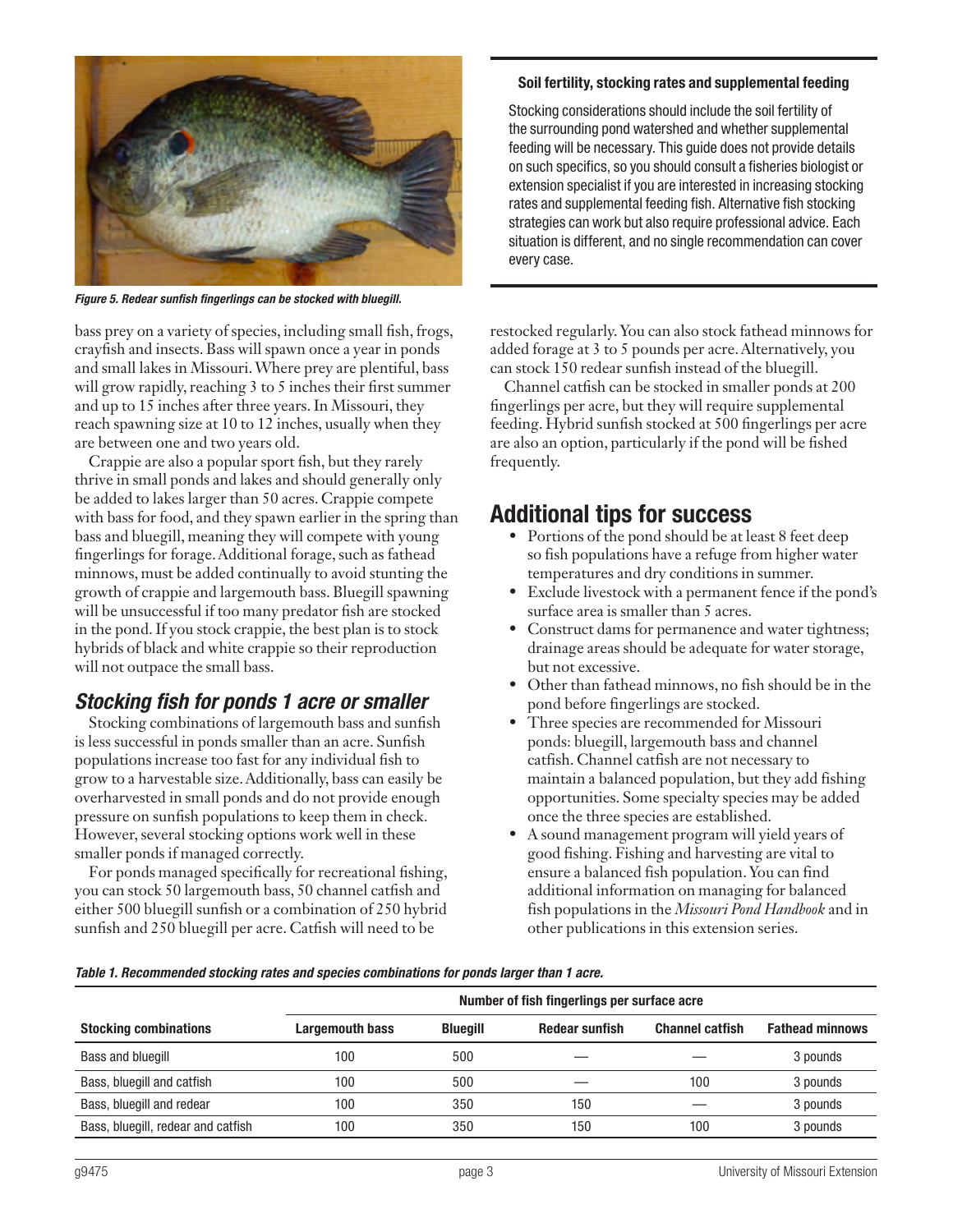Figure 5. Redear sunfish fingerlings can be stocked with bluegill.

bass prey on a variety of species, including small fish, frogs, crayfish and insects. Bass will spawn once a year in ponds and small lakes in Missouri. Where prey are plentiful, bass will grow rapidly, reaching 3 to 5 inches their first summer and up to 15 inches after three years. In Missouri, they reach spawning size at 10 to 12 inches, usually when they are between one and two years old.

Crappie are also a popular sport fish, but they rarely thrive in small ponds and lakes and should generally only be added to lakes larger than 50 acres. Crappie compete with bass for food, and they spawn earlier in the spring than bass and bluegill, meaning they will compete with young fingerlings for forage. Additional forage, such as fathead minnows, must be added continually to avoid stunting the growth of crappie and largemouth bass. Bluegill spawning will be unsuccessful if too many predator fish are stocked in the pond. If you stock crappie, the best plan is to stock hybrids of black and white crappie so their reproduction will not outpace the small bass.

## *Stocking fish for ponds 1 acre or smaller*

Stocking combinations of largemouth bass and sunfish is less successful in ponds smaller than an acre. Sunfish populations increase too fast for any individual fish to grow to a harvestable size. Additionally, bass can easily be overharvested in small ponds and do not provide enough pressure on sunfish populations to keep them in check. However, several stocking options work well in these smaller ponds if managed correctly.

For ponds managed specifically for recreational fishing, you can stock 50 largemouth bass, 50 channel catfish and either 500 bluegill sunfish or a combination of 250 hybrid sunfish and 250 bluegill per acre. Catfish will need to be restocked regularly. You can also stock fathead minnows for added forage at 3 to 5 pounds per acre. Alternatively, you can stock 150 redear sunfish instead of the bluegill.

Channel catfish can be stocked in smaller ponds at 200 fingerlings per acre, but they will require supplemental feeding. Hybrid sunfish stocked at 500 fingerlings per acre are also an option, particularly if the pond will be fished frequently.

**Soil fertility, stocking rates and supplemental feeding**

Stocking considerations should include the soil fertility of the surrounding pond watershed and whether supplemental feeding will be necessary. This guide does not provide details on such specifics, so you should consult a fisheries biologist or extension specialist if you are interested in increasing stocking rates and supplemental feeding fish. Alternative fish stocking strategies can work but also require professional advice. Each situation is different, and no single recommendation can cover every case.

## Additional tips for success

- Portions of the pond should be at least 8 feet deep so fish populations have a refuge from higher water temperatures and dry conditions in summer.
- Exclude livestock with a permanent fence if the pond's surface area is smaller than 5 acres.
- Construct dams for permanence and water tightness; drainage areas should be adequate for water storage, but not excessive.
- Other than fathead minnows, no fish should be in the pond before fingerlings are stocked.
- Three species are recommended for Missouri ponds: bluegill, largemouth bass and channel catfish. Channel catfish are not necessary to maintain a balanced population, but they add fishing opportunities. Some specialty species may be added once the three species are established.
- A sound management program will yield years of good fishing. Fishing and harvesting are vital to ensure a balanced fish population. You can find additional information on managing for balanced fish populations in the *Missouri Pond Handbook* and in other publications in this extension series.

*Table 1. Recommended stocking rates and species combinations for ponds larger than 1 acre.*

| | Number of fish fingerlings per surface acre | | | | |
|---|---|---|---|---|---|
| **Stocking combinations** | **Largemouth bass** | **Bluegill** | **Redear sunfish** | **Channel catfish** | **Fathead minnows** |
| Bass and bluegill | 100 | 500 | — | — | 3 pounds |
| Bass, bluegill and catfish | 100 | 500 | — | 100 | 3 pounds |
| Bass, bluegill and redear | 100 | 350 | 150 | — | 3 pounds |
| Bass, bluegill, redear and catfish | 100 | 350 | 150 | 100 | 3 pounds |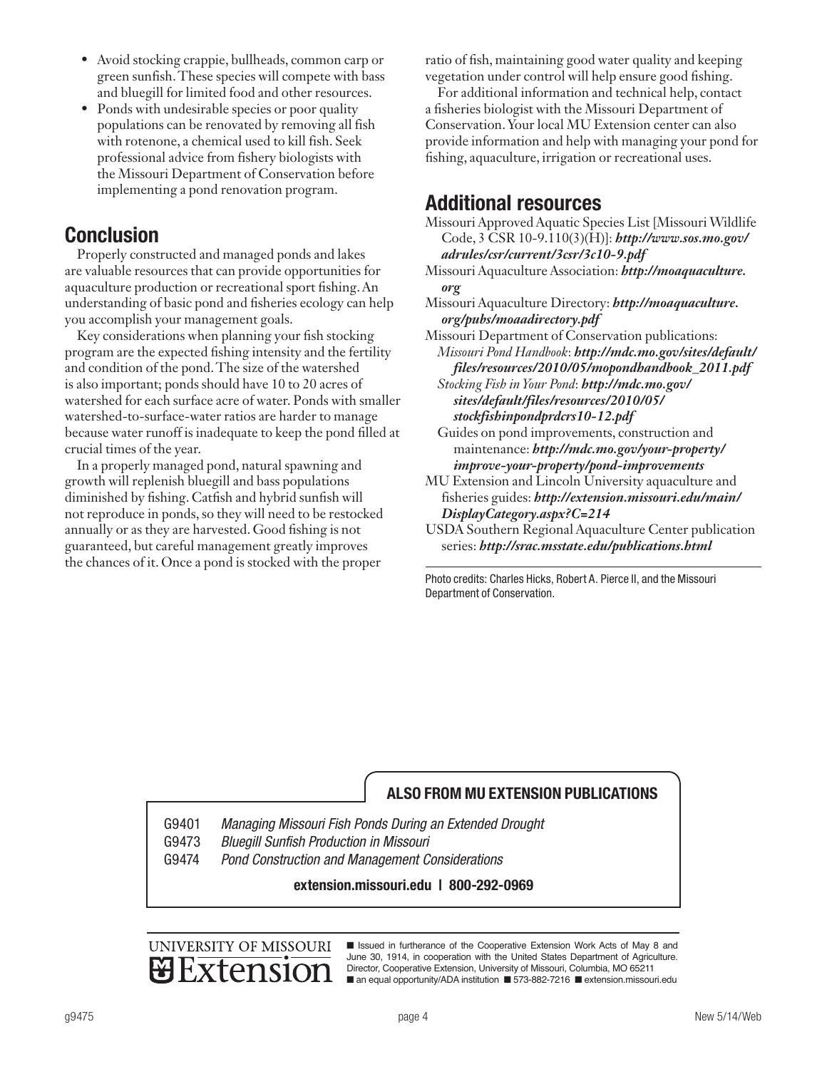- Avoid stocking crappie, bullheads, common carp or green sunfish. These species will compete with bass and bluegill for limited food and other resources.
- Ponds with undesirable species or poor quality populations can be renovated by removing all fish with rotenone, a chemical used to kill fish. Seek professional advice from fishery biologists with the Missouri Department of Conservation before implementing a pond renovation program.

## Conclusion

Properly constructed and managed ponds and lakes are valuable resources that can provide opportunities for aquaculture production or recreational sport fishing. An understanding of basic pond and fisheries ecology can help you accomplish your management goals.

Key considerations when planning your fish stocking program are the expected fishing intensity and the fertility and condition of the pond. The size of the watershed is also important; ponds should have 10 to 20 acres of watershed for each surface acre of water. Ponds with smaller watershed-to-surface-water ratios are harder to manage because water runoff is inadequate to keep the pond filled at crucial times of the year.

In a properly managed pond, natural spawning and growth will replenish bluegill and bass populations diminished by fishing. Catfish and hybrid sunfish will not reproduce in ponds, so they will need to be restocked annually or as they are harvested. Good fishing is not guaranteed, but careful management greatly improves the chances of it. Once a pond is stocked with the proper ratio of fish, maintaining good water quality and keeping vegetation under control will help ensure good fishing.

For additional information and technical help, contact a fisheries biologist with the Missouri Department of Conservation. Your local MU Extension center can also provide information and help with managing your pond for fishing, aquaculture, irrigation or recreational uses.

## Additional resources

Missouri Approved Aquatic Species List [Missouri Wildlife Code, 3 CSR 10-9.110(3)(H)]: ***http://www.sos.mo.gov/adrules/csr/current/3csr/3c10-9.pdf***

Missouri Aquaculture Association: ***http://moaquaculture.org***

Missouri Aquaculture Directory: ***http://moaquaculture.org/pubs/moaadirectory.pdf***

Missouri Department of Conservation publications:

*Missouri Pond Handbook*: ***http://mdc.mo.gov/sites/default/files/resources/2010/05/mopondhandbook_2011.pdf***

*Stocking Fish in Your Pond*: ***http://mdc.mo.gov/sites/default/files/resources/2010/05/stockfishinpondprdcrs10-12.pdf***

Guides on pond improvements, construction and maintenance: ***http://mdc.mo.gov/your-property/improve-your-property/pond-improvements***

MU Extension and Lincoln University aquaculture and fisheries guides: ***http://extension.missouri.edu/main/DisplayCategory.aspx?C=214***

USDA Southern Regional Aquaculture Center publication series: ***http://srac.msstate.edu/publications.html***

Photo credits: Charles Hicks, Robert A. Pierce II, and the Missouri Department of Conservation.

**ALSO FROM MU EXTENSION PUBLICATIONS**

G9401 *Managing Missouri Fish Ponds During an Extended Drought*
G9473 *Bluegill Sunfish Production in Missouri*
G9474 *Pond Construction and Management Considerations*

**extension.missouri.edu | 800-292-0969**

UNIVERSITY OF MISSOURI Extension

■ Issued in furtherance of the Cooperative Extension Work Acts of May 8 and June 30, 1914, in cooperation with the United States Department of Agriculture. Director, Cooperative Extension, University of Missouri, Columbia, MO 65211
■ an equal opportunity/ADA institution ■ 573-882-7216 ■ extension.missouri.edu

g9475 New 5/14/Web